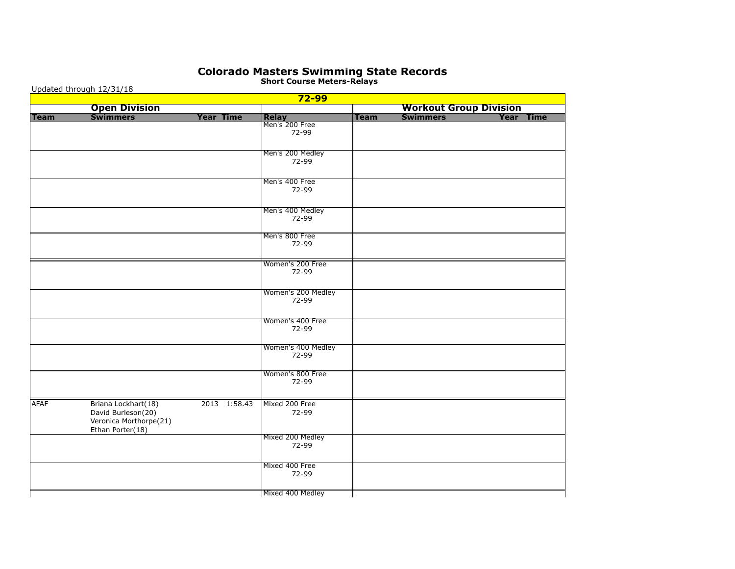# Colorado Masters Swimming State Records

## Short Course Meters-Relays

Updated through 12/31/18

| 72-99 | | | | | | | | |
|---|---|---|---|---|---|---|---|---|
| **Open Division** | | | | | **Workout Group Division** | | | |
| **Team** | **Swimmers** | **Year** | **Time** | **Relay** | **Team** | **Swimmers** | **Year** | **Time** |
| | | | | Men's 200 Free 72-99 | | | | |
| | | | | Men's 200 Medley 72-99 | | | | |
| | | | | Men's 400 Free 72-99 | | | | |
| | | | | Men's 400 Medley 72-99 | | | | |
| | | | | Men's 800 Free 72-99 | | | | |
| | | | | Women's 200 Free 72-99 | | | | |
| | | | | Women's 200 Medley 72-99 | | | | |
| | | | | Women's 400 Free 72-99 | | | | |
| | | | | Women's 400 Medley 72-99 | | | | |
| | | | | Women's 800 Free 72-99 | | | | |
| AFAF | Briana Lockhart(18)<br>David Burleson(20)<br>Veronica Morthorpe(21)<br>Ethan Porter(18) | 2013 | 1:58.43 | Mixed 200 Free 72-99 | | | | |
| | | | | Mixed 200 Medley 72-99 | | | | |
| | | | | Mixed 400 Free 72-99 | | | | |
| | | | | Mixed 400 Medley | | | | |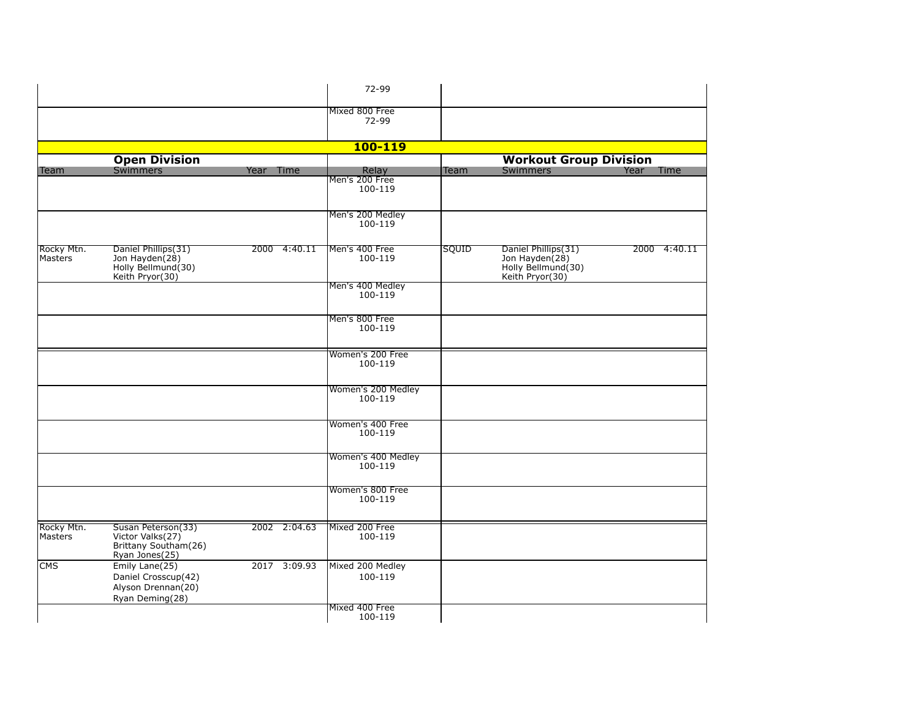| | | | | | | | | | |
|---|---|---|---|---|---|---|---|---|---|
| | | | | 72-99 | | | | | |
| | | | | Mixed 800 Free 72-99 | | | | | |

## 100-119

| Open Division | | | | | Workout Group Division | | | |
|---|---|---|---|---|---|---|---|---|
| Team | Swimmers | Year | Time | Relay | Team | Swimmers | Year | Time |
| | | | | Men's 200 Free 100-119 | | | | |
| | | | | Men's 200 Medley 100-119 | | | | |
| Rocky Mtn. Masters | Daniel Phillips(31) Jon Hayden(28) Holly Bellmund(30) Keith Pryor(30) | 2000 | 4:40.11 | Men's 400 Free 100-119 | SQUID | Daniel Phillips(31) Jon Hayden(28) Holly Bellmund(30) Keith Pryor(30) | 2000 | 4:40.11 |
| | | | | Men's 400 Medley 100-119 | | | | |
| | | | | Men's 800 Free 100-119 | | | | |
| | | | | Women's 200 Free 100-119 | | | | |
| | | | | Women's 200 Medley 100-119 | | | | |
| | | | | Women's 400 Free 100-119 | | | | |
| | | | | Women's 400 Medley 100-119 | | | | |
| | | | | Women's 800 Free 100-119 | | | | |
| Rocky Mtn. Masters | Susan Peterson(33) Victor Valks(27) Brittany Southam(26) Ryan Jones(25) | 2002 | 2:04.63 | Mixed 200 Free 100-119 | | | | |
| CMS | Emily Lane(25) Daniel Crosscup(42) Alyson Drennan(20) Ryan Deming(28) | 2017 | 3:09.93 | Mixed 200 Medley 100-119 | | | | |
| | | | | Mixed 400 Free 100-119 | | | | |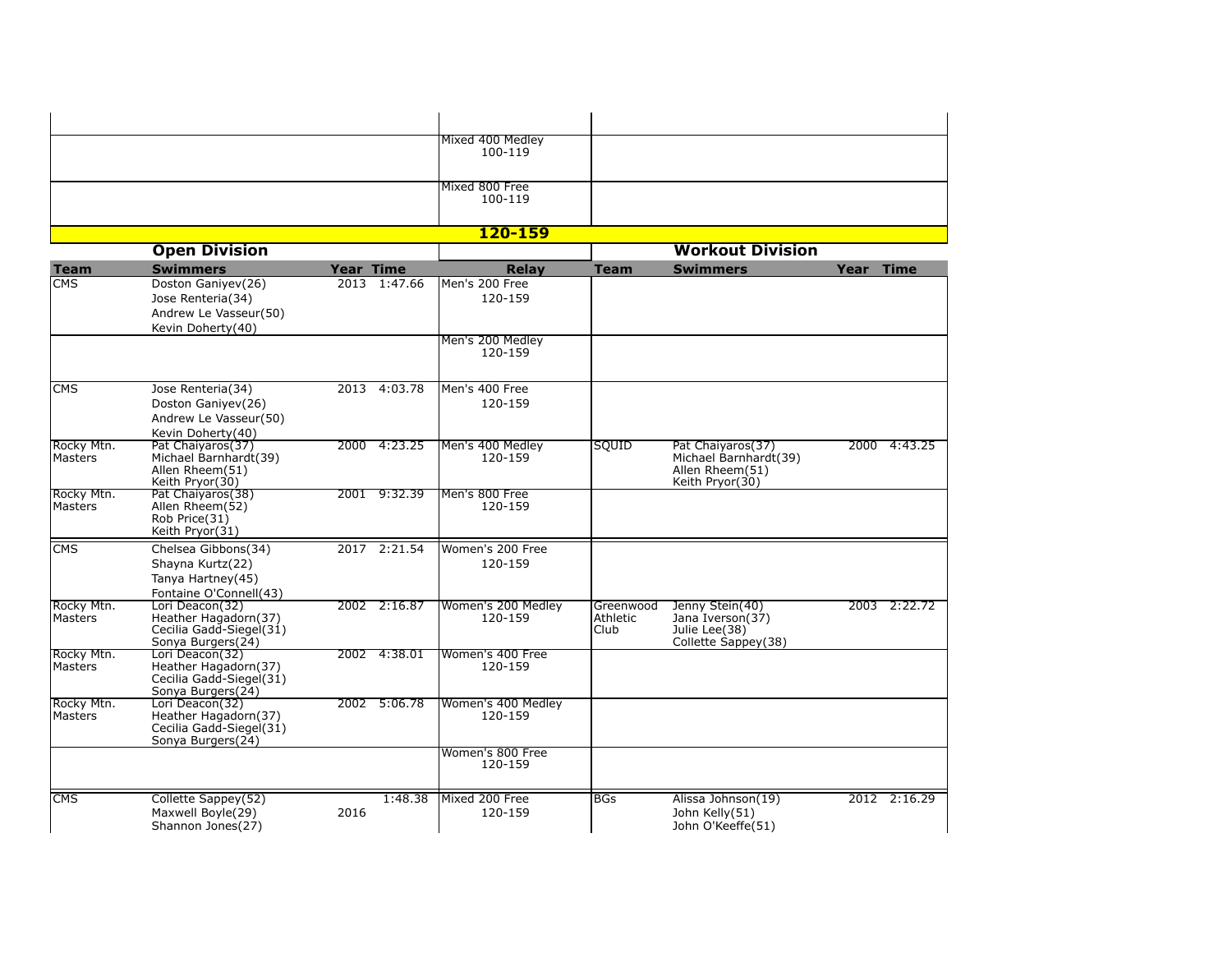| Team | Swimmers | Year | Time | Relay | Team | Swimmers | Year | Time |
|---|---|---|---|---|---|---|---|---|
| | | | | Mixed 400 Medley 100-119 | | | | |
| | | | | Mixed 800 Free 100-119 | | | | |

## 120-159

| Open Division | | | | | Workout Division | | | |
|---|---|---|---|---|---|---|---|---|
| **Team** | **Swimmers** | **Year** | **Time** | **Relay** | **Team** | **Swimmers** | **Year** | **Time** |
| CMS | Doston Ganiyev(26)<br>Jose Renteria(34)<br>Andrew Le Vasseur(50)<br>Kevin Doherty(40) | 2013 | 1:47.66 | Men's 200 Free 120-159 | | | | |
| | | | | Men's 200 Medley 120-159 | | | | |
| CMS | Jose Renteria(34)<br>Doston Ganiyev(26)<br>Andrew Le Vasseur(50)<br>Kevin Doherty(40) | 2013 | 4:03.78 | Men's 400 Free 120-159 | | | | |
| Rocky Mtn. Masters | Pat Chaiyaros(37)<br>Michael Barnhardt(39)<br>Allen Rheem(51)<br>Keith Pryor(30) | 2000 | 4:23.25 | Men's 400 Medley 120-159 | SQUID | Pat Chaiyaros(37)<br>Michael Barnhardt(39)<br>Allen Rheem(51)<br>Keith Pryor(30) | 2000 | 4:43.25 |
| Rocky Mtn. Masters | Pat Chaiyaros(38)<br>Allen Rheem(52)<br>Rob Price(31)<br>Keith Pryor(31) | 2001 | 9:32.39 | Men's 800 Free 120-159 | | | | |
| CMS | Chelsea Gibbons(34)<br>Shayna Kurtz(22)<br>Tanya Hartney(45)<br>Fontaine O'Connell(43) | 2017 | 2:21.54 | Women's 200 Free 120-159 | | | | |
| Rocky Mtn. Masters | Lori Deacon(32)<br>Heather Hagadorn(37)<br>Cecilia Gadd-Siegel(31)<br>Sonya Burgers(24) | 2002 | 2:16.87 | Women's 200 Medley 120-159 | Greenwood Athletic Club | Jenny Stein(40)<br>Jana Iverson(37)<br>Julie Lee(38)<br>Collette Sappey(38) | 2003 | 2:22.72 |
| Rocky Mtn. Masters | Lori Deacon(32)<br>Heather Hagadorn(37)<br>Cecilia Gadd-Siegel(31)<br>Sonya Burgers(24) | 2002 | 4:38.01 | Women's 400 Free 120-159 | | | | |
| Rocky Mtn. Masters | Lori Deacon(32)<br>Heather Hagadorn(37)<br>Cecilia Gadd-Siegel(31)<br>Sonya Burgers(24) | 2002 | 5:06.78 | Women's 400 Medley 120-159 | | | | |
| | | | | Women's 800 Free 120-159 | | | | |
| CMS | Collette Sappey(52)<br>Maxwell Boyle(29)<br>Shannon Jones(27) | 2016 | 1:48.38 | Mixed 200 Free 120-159 | BGs | Alissa Johnson(19)<br>John Kelly(51)<br>John O'Keeffe(51) | 2012 | 2:16.29 |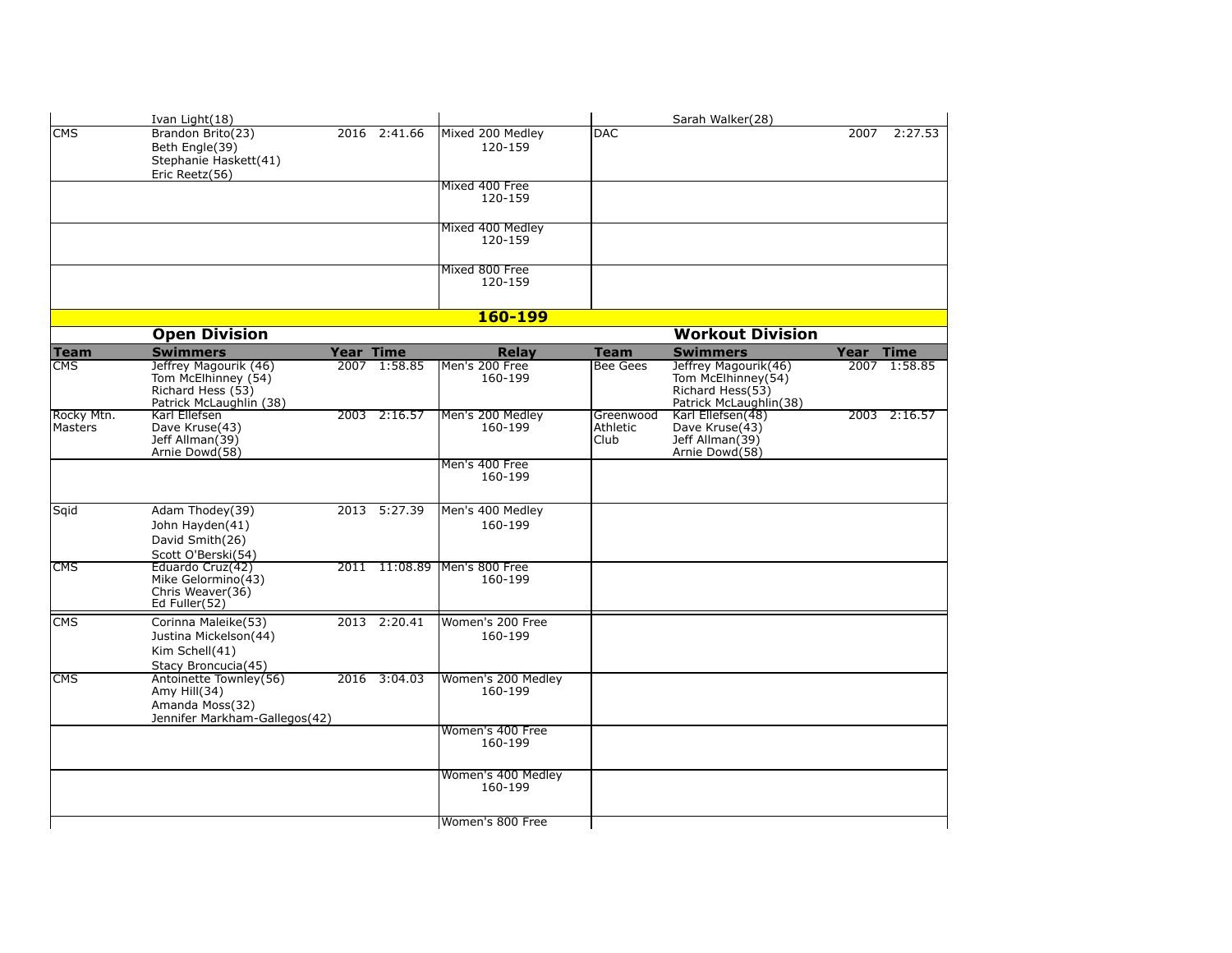| Team | Swimmers | Year | Time | Relay | Team | Swimmers | Year | Time |
|---|---|---|---|---|---|---|---|---|
| | Ivan Light(18) | | | | | Sarah Walker(28) | | |
| CMS | Brandon Brito(23)<br>Beth Engle(39)<br>Stephanie Haskett(41)<br>Eric Reetz(56) | 2016 | 2:41.66 | Mixed 200 Medley 120-159 | DAC | | 2007 | 2:27.53 |
| | | | | Mixed 400 Free 120-159 | | | | |
| | | | | Mixed 400 Medley 120-159 | | | | |
| | | | | Mixed 800 Free 120-159 | | | | |

## 160-199

| Open Division | | | | | Workout Division | | | |
|---|---|---|---|---|---|---|---|---|
| **Team** | **Swimmers** | **Year** | **Time** | **Relay** | **Team** | **Swimmers** | **Year** | **Time** |
| CMS | Jeffrey Magourik (46)<br>Tom McElhinney (54)<br>Richard Hess (53)<br>Patrick McLaughlin (38) | 2007 | 1:58.85 | Men's 200 Free 160-199 | Bee Gees | Jeffrey Magourik(46)<br>Tom McElhinney(54)<br>Richard Hess(53)<br>Patrick McLaughlin(38) | 2007 | 1:58.85 |
| Rocky Mtn. Masters | Karl Ellefsen<br>Dave Kruse(43)<br>Jeff Allman(39)<br>Arnie Dowd(58) | 2003 | 2:16.57 | Men's 200 Medley 160-199 | Greenwood Athletic Club | Karl Ellefsen(48)<br>Dave Kruse(43)<br>Jeff Allman(39)<br>Arnie Dowd(58) | 2003 | 2:16.57 |
| | | | | Men's 400 Free 160-199 | | | | |
| Sqid | Adam Thodey(39)<br>John Hayden(41)<br>David Smith(26)<br>Scott O'Berski(54) | 2013 | 5:27.39 | Men's 400 Medley 160-199 | | | | |
| CMS | Eduardo Cruz(42)<br>Mike Gelormino(43)<br>Chris Weaver(36)<br>Ed Fuller(52) | 2011 | 11:08.89 | Men's 800 Free 160-199 | | | | |
| CMS | Corinna Maleike(53)<br>Justina Mickelson(44)<br>Kim Schell(41)<br>Stacy Broncucia(45) | 2013 | 2:20.41 | Women's 200 Free 160-199 | | | | |
| CMS | Antoinette Townley(56)<br>Amy Hill(34)<br>Amanda Moss(32)<br>Jennifer Markham-Gallegos(42) | 2016 | 3:04.03 | Women's 200 Medley 160-199 | | | | |
| | | | | Women's 400 Free 160-199 | | | | |
| | | | | Women's 400 Medley 160-199 | | | | |
| | | | | Women's 800 Free | | | | |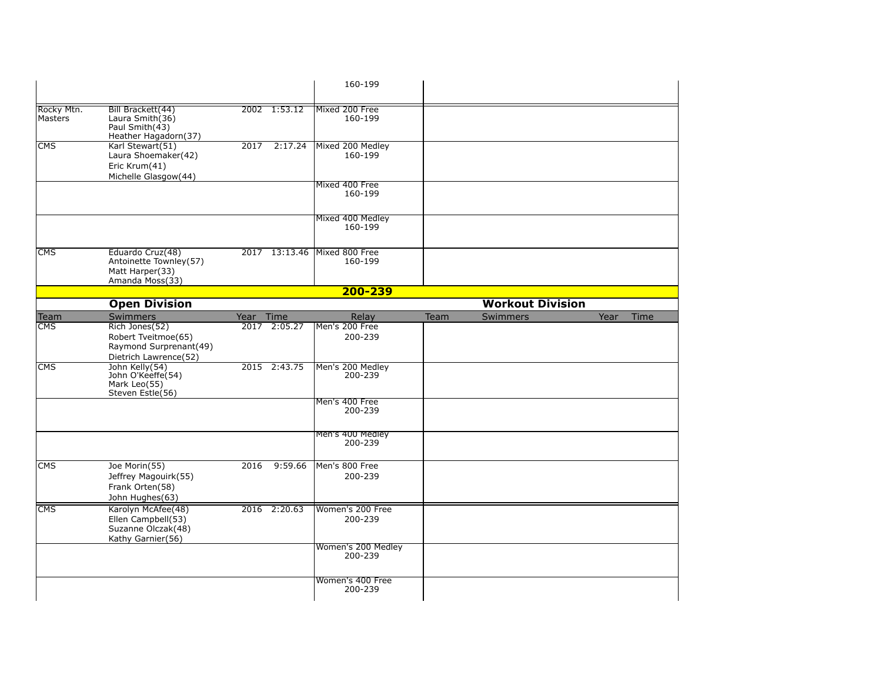| Team | Swimmers | Year | Time | Relay | Team | Swimmers | Year | Time |
|---|---|---|---|---|---|---|---|---|
| | | | | 160-199 | | | | |
| Rocky Mtn. Masters | Bill Brackett(44)<br>Laura Smith(36)<br>Paul Smith(43)<br>Heather Hagadorn(37) | 2002 | 1:53.12 | Mixed 200 Free<br>160-199 | | | | |
| CMS | Karl Stewart(51)<br>Laura Shoemaker(42)<br>Eric Krum(41)<br>Michelle Glasgow(44) | 2017 | 2:17.24 | Mixed 200 Medley<br>160-199 | | | | |
| | | | | Mixed 400 Free<br>160-199 | | | | |
| | | | | Mixed 400 Medley<br>160-199 | | | | |
| CMS | Eduardo Cruz(48)<br>Antoinette Townley(57)<br>Matt Harper(33)<br>Amanda Moss(33) | 2017 | 13:13.46 | Mixed 800 Free<br>160-199 | | | | |

## 200-239

| **Open Division** | | | | | **Workout Division** | | | |
|---|---|---|---|---|---|---|---|---|
| Team | Swimmers | Year | Time | Relay | Team | Swimmers | Year | Time |
| CMS | Rich Jones(52)<br>Robert Tveitmoe(65)<br>Raymond Surprenant(49)<br>Dietrich Lawrence(52) | 2017 | 2:05.27 | Men's 200 Free<br>200-239 | | | | |
| CMS | John Kelly(54)<br>John O'Keeffe(54)<br>Mark Leo(55)<br>Steven Estle(56) | 2015 | 2:43.75 | Men's 200 Medley<br>200-239 | | | | |
| | | | | Men's 400 Free<br>200-239 | | | | |
| | | | | Men's 400 Medley<br>200-239 | | | | |
| CMS | Joe Morin(55)<br>Jeffrey Magouirk(55)<br>Frank Orten(58)<br>John Hughes(63) | 2016 | 9:59.66 | Men's 800 Free<br>200-239 | | | | |
| CMS | Karolyn McAfee(48)<br>Ellen Campbell(53)<br>Suzanne Olczak(48)<br>Kathy Garnier(56) | 2016 | 2:20.63 | Women's 200 Free<br>200-239 | | | | |
| | | | | Women's 200 Medley<br>200-239 | | | | |
| | | | | Women's 400 Free<br>200-239 | | | | |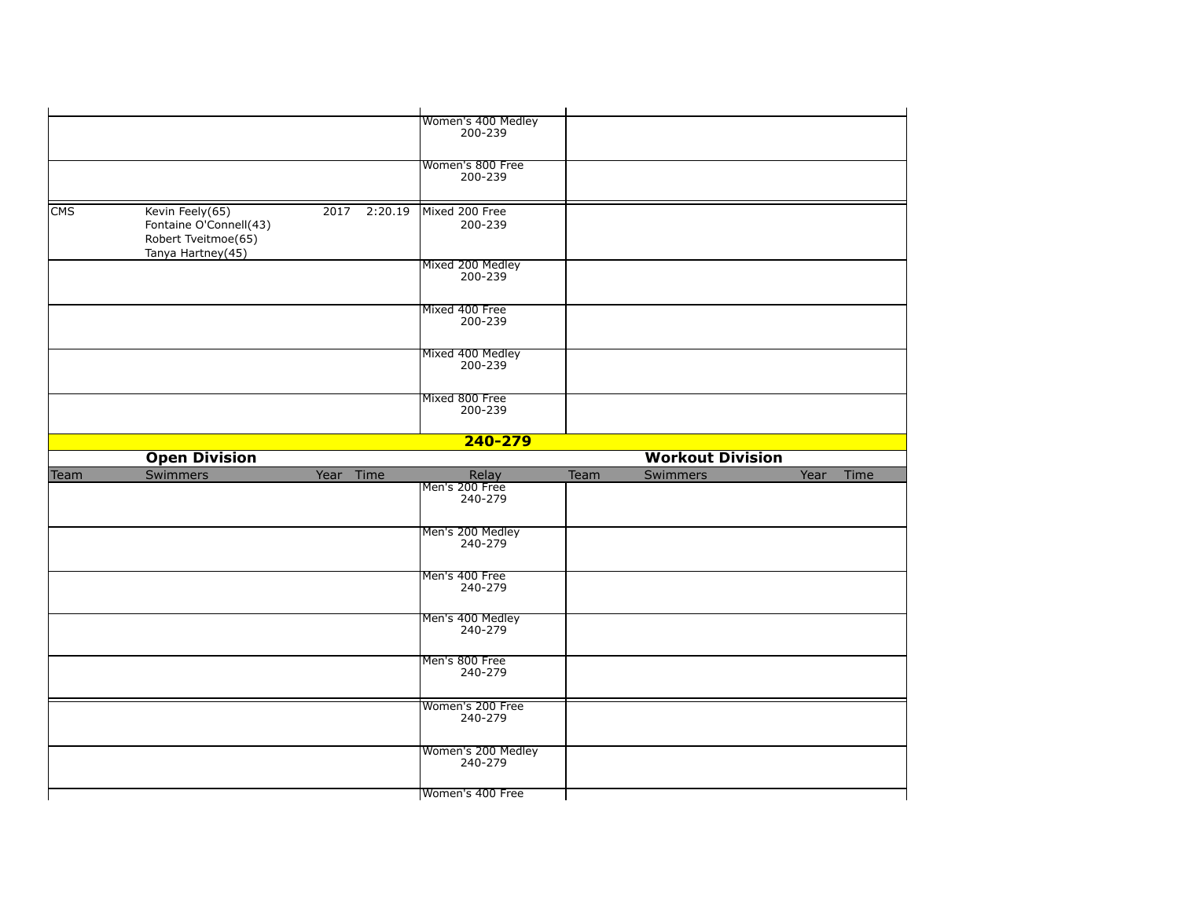| Team | Swimmers | Year | Time | Relay | Team | Swimmers | Year | Time |
|---|---|---|---|---|---|---|---|---|
| | | | | Women's 400 Medley 200-239 | | | | |
| | | | | Women's 800 Free 200-239 | | | | |
| CMS | Kevin Feely(65) Fontaine O'Connell(43) Robert Tveitmoe(65) Tanya Hartney(45) | 2017 | 2:20.19 | Mixed 200 Free 200-239 | | | | |
| | | | | Mixed 200 Medley 200-239 | | | | |
| | | | | Mixed 400 Free 200-239 | | | | |
| | | | | Mixed 400 Medley 200-239 | | | | |
| | | | | Mixed 800 Free 200-239 | | | | |

## 240-279

| Open Division | | | | | Workout Division | | | |
|---|---|---|---|---|---|---|---|---|
| Team | Swimmers | Year | Time | Relay | Team | Swimmers | Year | Time |
| | | | | Men's 200 Free 240-279 | | | | |
| | | | | Men's 200 Medley 240-279 | | | | |
| | | | | Men's 400 Free 240-279 | | | | |
| | | | | Men's 400 Medley 240-279 | | | | |
| | | | | Men's 800 Free 240-279 | | | | |
| | | | | Women's 200 Free 240-279 | | | | |
| | | | | Women's 200 Medley 240-279 | | | | |
| | | | | Women's 400 Free | | | | |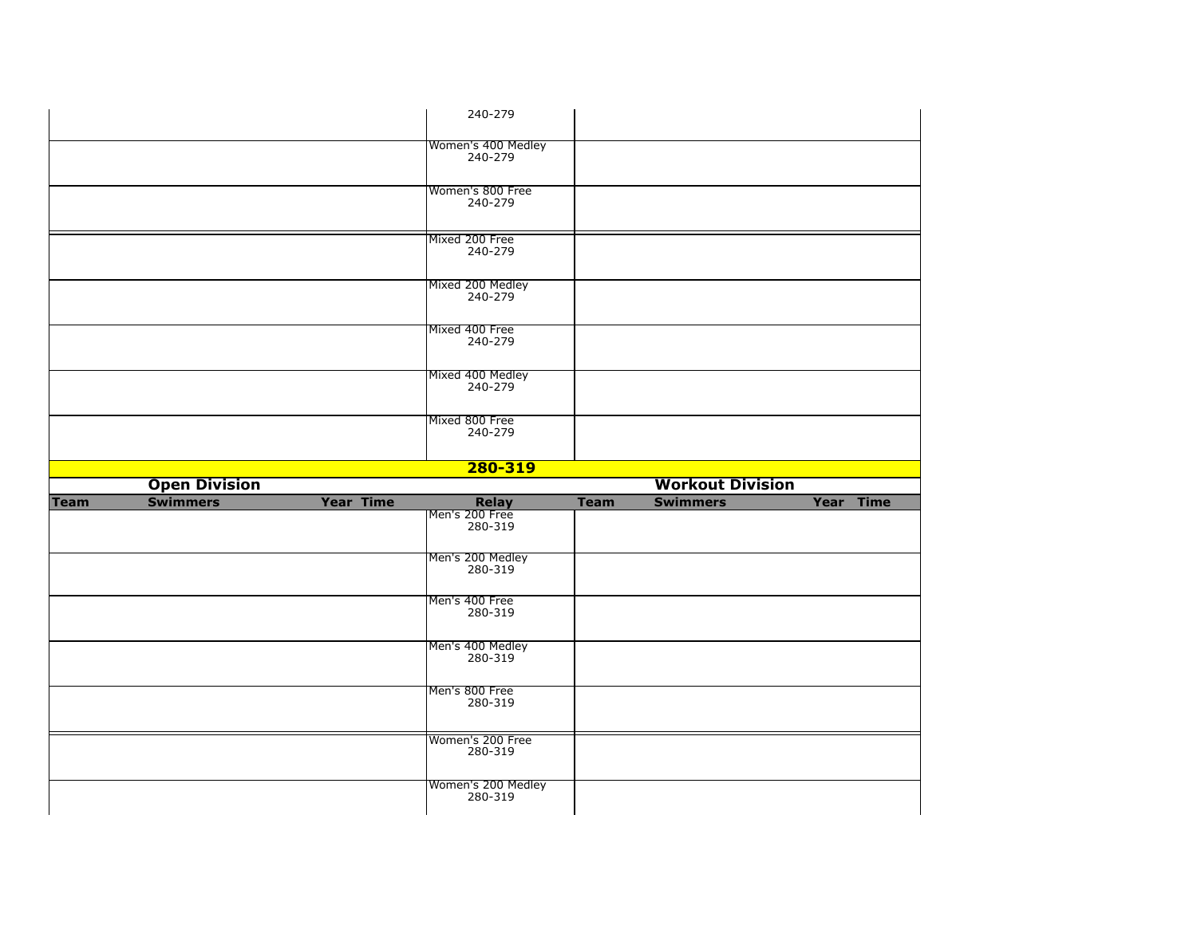| | | | | | | | | |
|---|---|---|---|---|---|---|---|---|
| | | | | 240-279 | | | | |
| | | | | Women's 400 Medley 240-279 | | | | |
| | | | | Women's 800 Free 240-279 | | | | |
| | | | | Mixed 200 Free 240-279 | | | | |
| | | | | Mixed 200 Medley 240-279 | | | | |
| | | | | Mixed 400 Free 240-279 | | | | |
| | | | | Mixed 400 Medley 240-279 | | | | |
| | | | | Mixed 800 Free 240-279 | | | | |

## 280-319

| Open Division | | | | | Workout Division | | | |
|---|---|---|---|---|---|---|---|---|
| **Team** | **Swimmers** | **Year** | **Time** | **Relay** | **Team** | **Swimmers** | **Year** | **Time** |
| | | | | Men's 200 Free 280-319 | | | | |
| | | | | Men's 200 Medley 280-319 | | | | |
| | | | | Men's 400 Free 280-319 | | | | |
| | | | | Men's 400 Medley 280-319 | | | | |
| | | | | Men's 800 Free 280-319 | | | | |
| | | | | Women's 200 Free 280-319 | | | | |
| | | | | Women's 200 Medley 280-319 | | | | |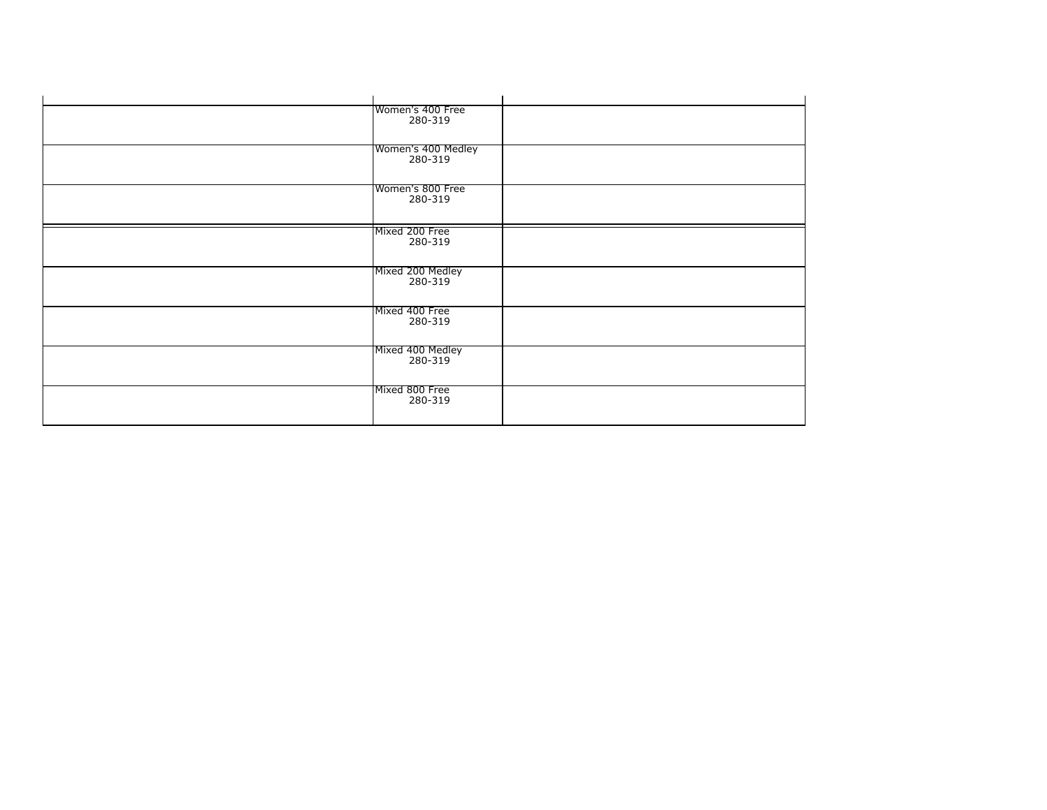| | | |
|---|---|---|
| | | |
| | Women's 400 Free 280-319 | |
| | Women's 400 Medley 280-319 | |
| | Women's 800 Free 280-319 | |
| | Mixed 200 Free 280-319 | |
| | Mixed 200 Medley 280-319 | |
| | Mixed 400 Free 280-319 | |
| | Mixed 400 Medley 280-319 | |
| | Mixed 800 Free 280-319 | |